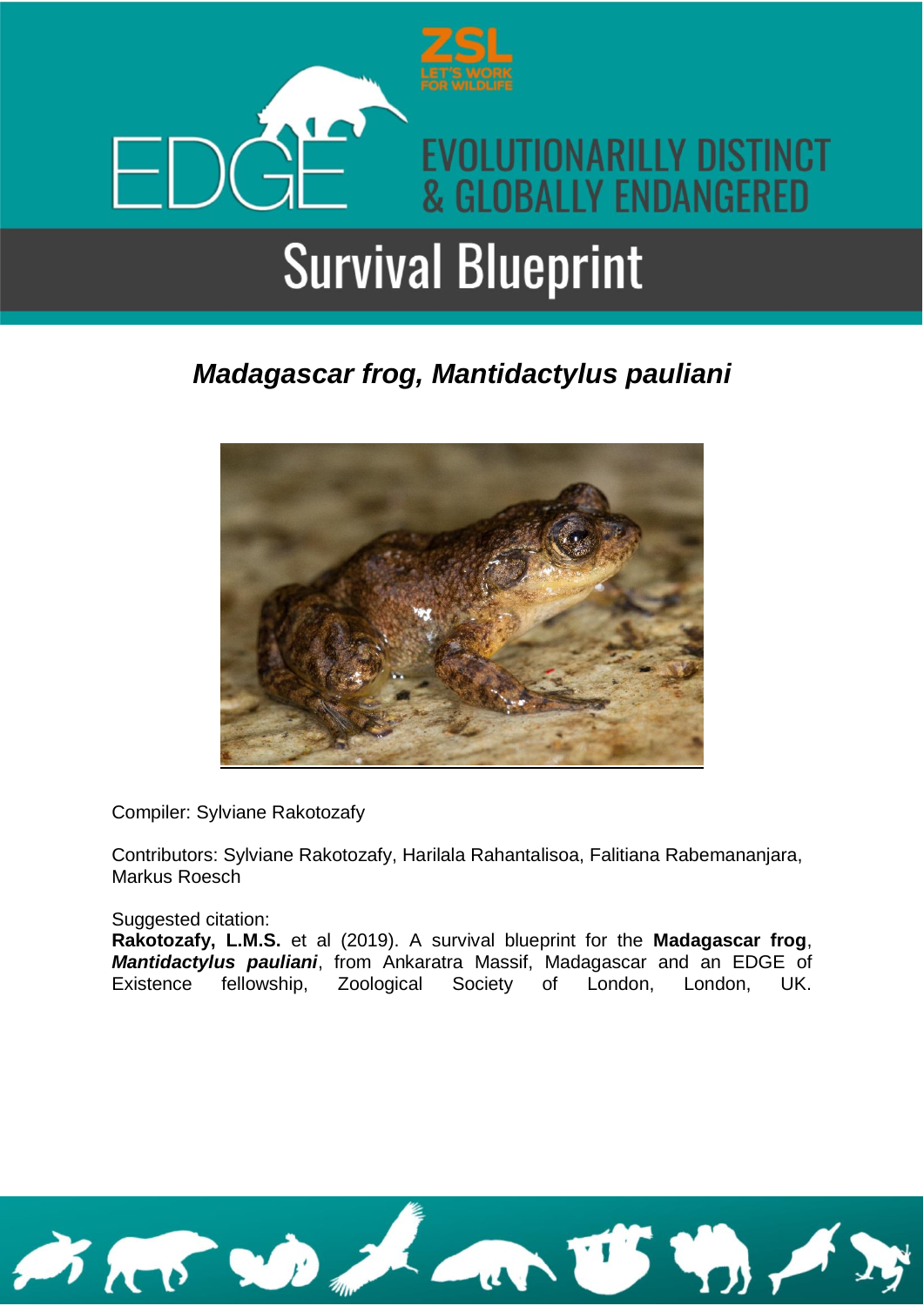ZSL

LET'S WORK FOR WILDLIFE

EDGE

EVOLUTIONARILLY DISTINCT & GLOBALLY ENDANGERED

# Survival Blueprint

## *Madagascar frog, Mantidactylus pauliani*

Compiler: Sylviane Rakotozafy

Contributors: Sylviane Rakotozafy, Harilala Rahantalisoa, Falitiana Rabemananjara, Markus Roesch

Suggested citation:
**Rakotozafy, L.M.S.** et al (2019). A survival blueprint for the **Madagascar frog**, ***Mantidactylus pauliani***, from Ankaratra Massif, Madagascar and an EDGE of Existence fellowship, Zoological Society of London, London, UK.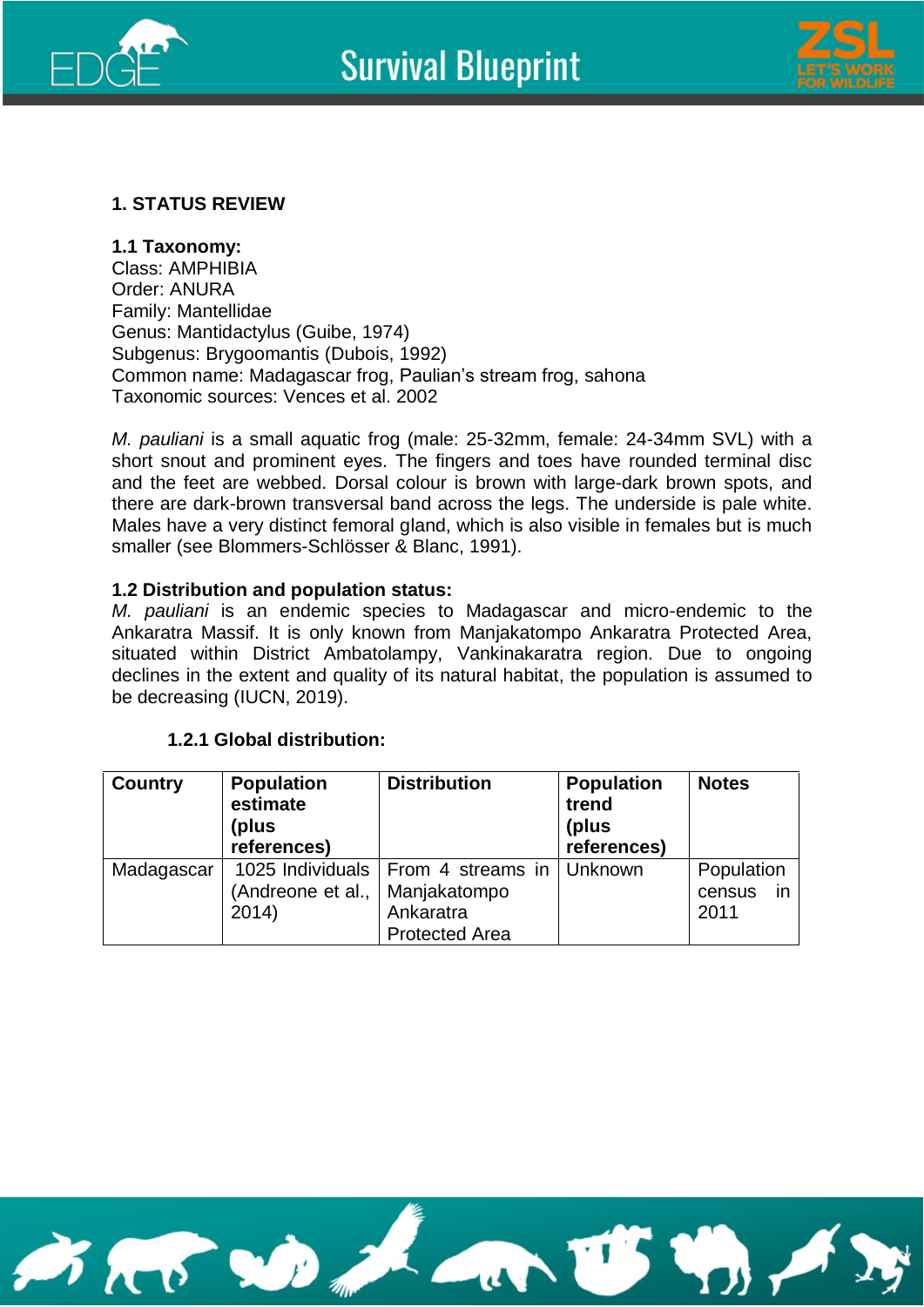## 1. STATUS REVIEW

### 1.1 Taxonomy:

Class: AMPHIBIA
Order: ANURA
Family: Mantellidae
Genus: Mantidactylus (Guibe, 1974)
Subgenus: Brygoomantis (Dubois, 1992)
Common name: Madagascar frog, Paulian's stream frog, sahona
Taxonomic sources: Vences et al. 2002

*M. pauliani* is a small aquatic frog (male: 25-32mm, female: 24-34mm SVL) with a short snout and prominent eyes. The fingers and toes have rounded terminal disc and the feet are webbed. Dorsal colour is brown with large-dark brown spots, and there are dark-brown transversal band across the legs. The underside is pale white. Males have a very distinct femoral gland, which is also visible in females but is much smaller (see Blommers-Schlösser & Blanc, 1991).

### 1.2 Distribution and population status:

*M. pauliani* is an endemic species to Madagascar and micro-endemic to the Ankaratra Massif. It is only known from Manjakatompo Ankaratra Protected Area, situated within District Ambatolampy, Vankinakaratra region. Due to ongoing declines in the extent and quality of its natural habitat, the population is assumed to be decreasing (IUCN, 2019).

#### 1.2.1 Global distribution:

| Country | Population estimate (plus references) | Distribution | Population trend (plus references) | Notes |
|---|---|---|---|---|
| Madagascar | 1025 Individuals (Andreone et al., 2014) | From 4 streams in Manjakatompo Ankaratra Protected Area | Unknown | Population census in 2011 |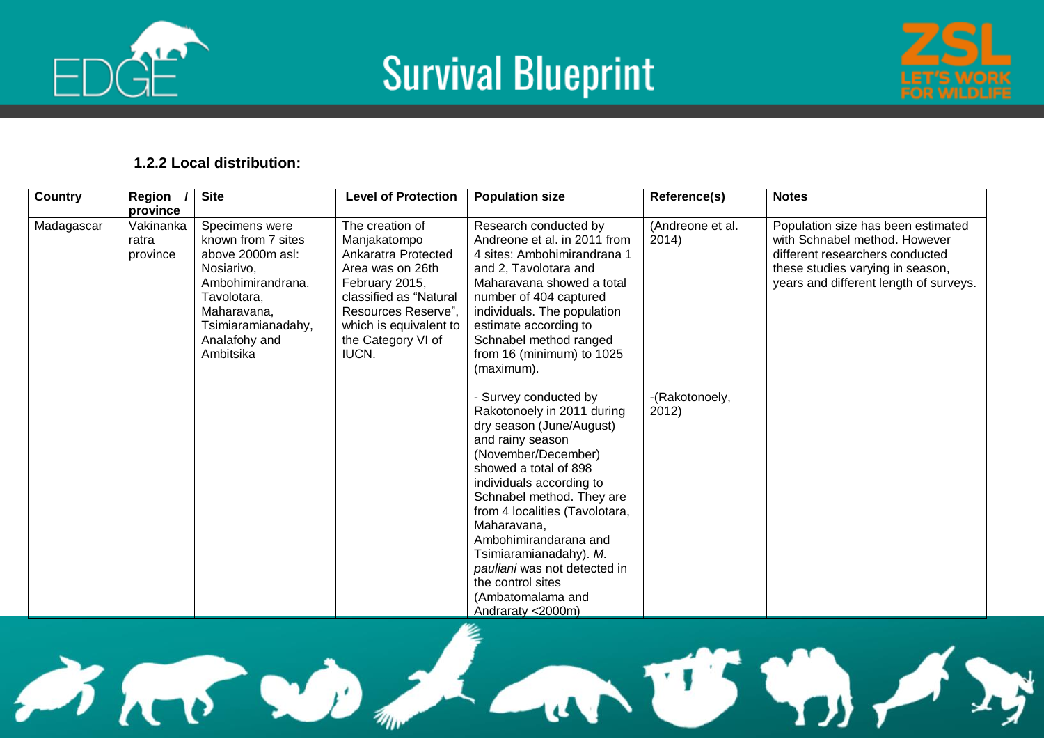### 1.2.2 Local distribution:

| Country | Region / province | Site | Level of Protection | Population size | Reference(s) | Notes |
|---|---|---|---|---|---|---|
| Madagascar | Vakinankaratra province | Specimens were known from 7 sites above 2000m asl: Nosiarivo, Ambohimirandrana. Tavolotara, Maharavana, Tsimiaramianadahy, Analafohy and Ambitsika | The creation of Manjakatompo Ankaratra Protected Area was on 26th February 2015, classified as "Natural Resources Reserve", which is equivalent to the Category VI of IUCN. | Research conducted by Andreone et al. in 2011 from 4 sites: Ambohimirandrana 1 and 2, Tavolotara and Maharavana showed a total number of 404 captured individuals. The population estimate according to Schnabel method ranged from 16 (minimum) to 1025 (maximum).<br><br>- Survey conducted by Rakotonoely in 2011 during dry season (June/August) and rainy season (November/December) showed a total of 898 individuals according to Schnabel method. They are from 4 localities (Tavolotara, Maharavana, Ambohimirandarana and Tsimiaramianadahy). *M. pauliani* was not detected in the control sites (Ambatomalama and Andraraty <2000m) | (Andreone et al. 2014)<br><br>-(Rakotonoely, 2012) | Population size has been estimated with Schnabel method. However different researchers conducted these studies varying in season, years and different length of surveys. |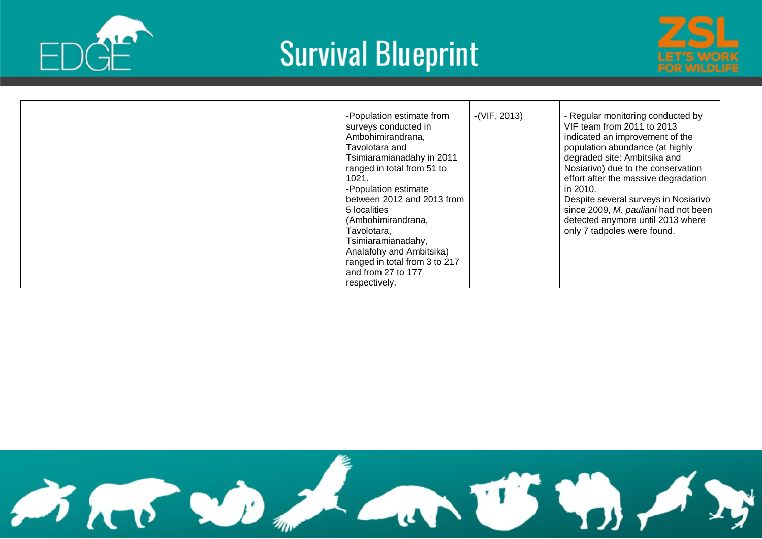|  |  |  |  |  |  |  |
|---|---|---|---|---|---|---|
|  |  |  |  | -Population estimate from surveys conducted in Ambohimirandrana, Tavolotara and Tsimiaramianadahy in 2011 ranged in total from 51 to 1021.<br>-Population estimate between 2012 and 2013 from 5 localities (Ambohimirandrana, Tavolotara, Tsimiaramianadahy, Analafohy and Ambitsika) ranged in total from 3 to 217 and from 27 to 177 respectively. | -(VIF, 2013) | - Regular monitoring conducted by VIF team from 2011 to 2013 indicated an improvement of the population abundance (at highly degraded site: Ambitsika and Nosiarivo) due to the conservation effort after the massive degradation in 2010.<br>Despite several surveys in Nosiarivo since 2009, *M. pauliani* had not been detected anymore until 2013 where only 7 tadpoles were found. |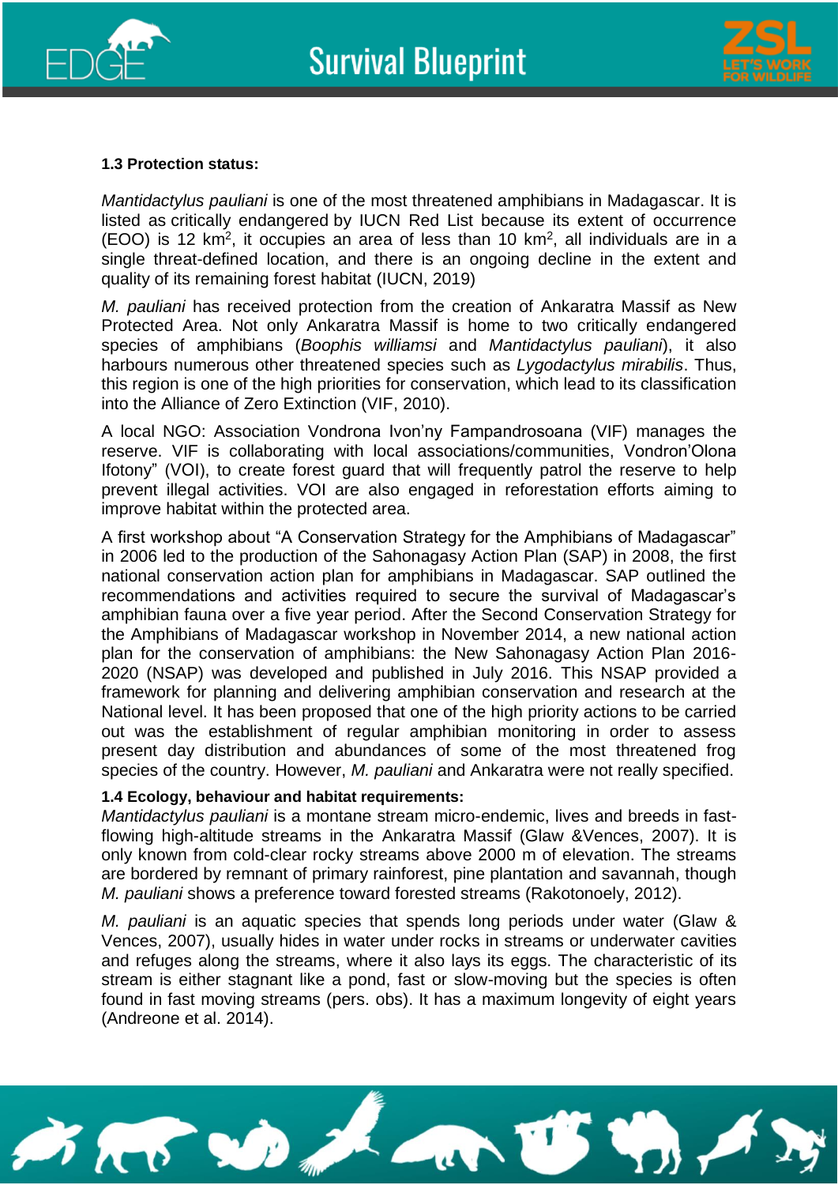**1.3 Protection status:**

*Mantidactylus pauliani* is one of the most threatened amphibians in Madagascar. It is listed as critically endangered by IUCN Red List because its extent of occurrence (EOO) is 12 km$^2$, it occupies an area of less than 10 km$^2$, all individuals are in a single threat-defined location, and there is an ongoing decline in the extent and quality of its remaining forest habitat (IUCN, 2019)

*M. pauliani* has received protection from the creation of Ankaratra Massif as New Protected Area. Not only Ankaratra Massif is home to two critically endangered species of amphibians (*Boophis williamsi* and *Mantidactylus pauliani*), it also harbours numerous other threatened species such as *Lygodactylus mirabilis*. Thus, this region is one of the high priorities for conservation, which lead to its classification into the Alliance of Zero Extinction (VIF, 2010).

A local NGO: Association Vondrona Ivon'ny Fampandrosoana (VIF) manages the reserve. VIF is collaborating with local associations/communities, Vondron'Olona Ifotony" (VOI), to create forest guard that will frequently patrol the reserve to help prevent illegal activities. VOI are also engaged in reforestation efforts aiming to improve habitat within the protected area.

A first workshop about "A Conservation Strategy for the Amphibians of Madagascar" in 2006 led to the production of the Sahonagasy Action Plan (SAP) in 2008, the first national conservation action plan for amphibians in Madagascar. SAP outlined the recommendations and activities required to secure the survival of Madagascar's amphibian fauna over a five year period. After the Second Conservation Strategy for the Amphibians of Madagascar workshop in November 2014, a new national action plan for the conservation of amphibians: the New Sahonagasy Action Plan 2016-2020 (NSAP) was developed and published in July 2016. This NSAP provided a framework for planning and delivering amphibian conservation and research at the National level. It has been proposed that one of the high priority actions to be carried out was the establishment of regular amphibian monitoring in order to assess present day distribution and abundances of some of the most threatened frog species of the country. However, *M. pauliani* and Ankaratra were not really specified.

**1.4 Ecology, behaviour and habitat requirements:**

*Mantidactylus pauliani* is a montane stream micro-endemic, lives and breeds in fast-flowing high-altitude streams in the Ankaratra Massif (Glaw &Vences, 2007). It is only known from cold-clear rocky streams above 2000 m of elevation. The streams are bordered by remnant of primary rainforest, pine plantation and savannah, though *M. pauliani* shows a preference toward forested streams (Rakotonoely, 2012).

*M. pauliani* is an aquatic species that spends long periods under water (Glaw & Vences, 2007), usually hides in water under rocks in streams or underwater cavities and refuges along the streams, where it also lays its eggs. The characteristic of its stream is either stagnant like a pond, fast or slow-moving but the species is often found in fast moving streams (pers. obs). It has a maximum longevity of eight years (Andreone et al. 2014).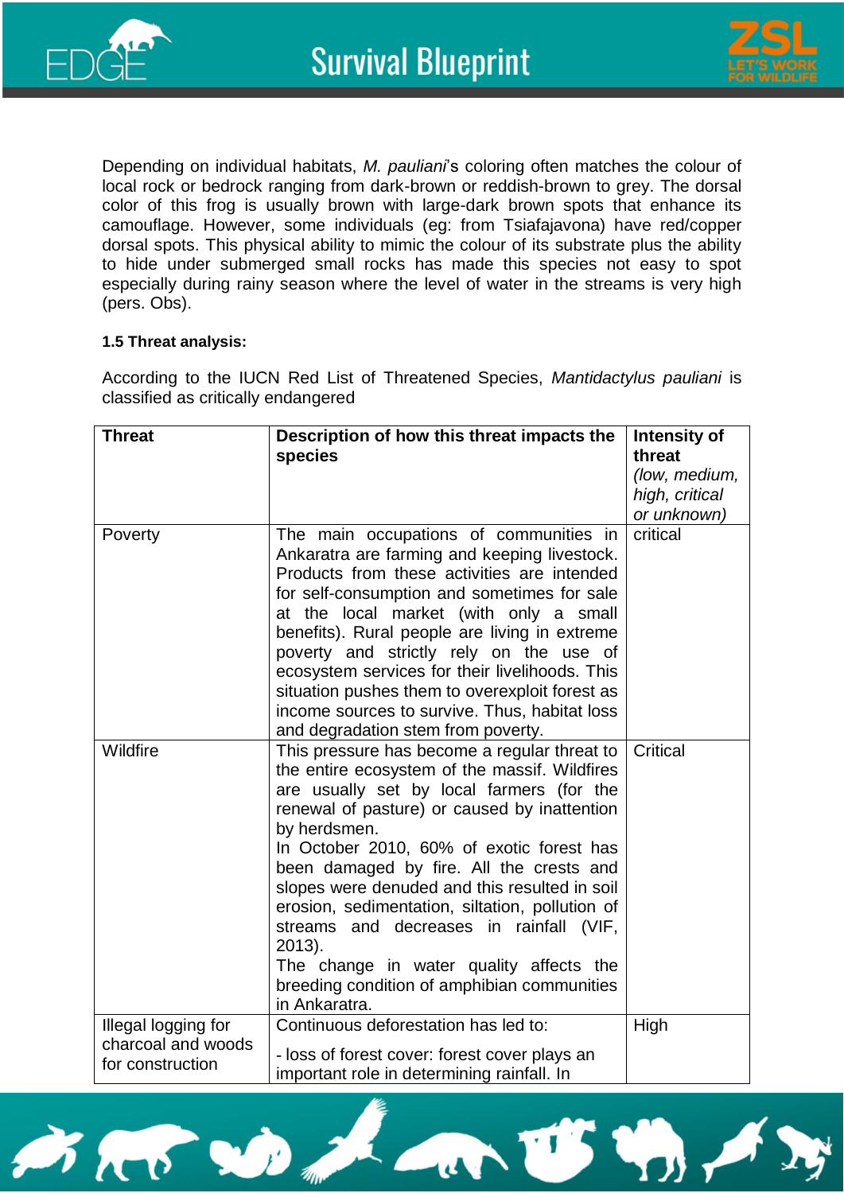Depending on individual habitats, *M. pauliani*'s coloring often matches the colour of local rock or bedrock ranging from dark-brown or reddish-brown to grey. The dorsal color of this frog is usually brown with large-dark brown spots that enhance its camouflage. However, some individuals (eg: from Tsiafajavona) have red/copper dorsal spots. This physical ability to mimic the colour of its substrate plus the ability to hide under submerged small rocks has made this species not easy to spot especially during rainy season where the level of water in the streams is very high (pers. Obs).

**1.5 Threat analysis:**

According to the IUCN Red List of Threatened Species, *Mantidactylus pauliani* is classified as critically endangered

| **Threat** | **Description of how this threat impacts the species** | **Intensity of threat** *(low, medium, high, critical or unknown)* |
|---|---|---|
| Poverty | The main occupations of communities in Ankaratra are farming and keeping livestock. Products from these activities are intended for self-consumption and sometimes for sale at the local market (with only a small benefits). Rural people are living in extreme poverty and strictly rely on the use of ecosystem services for their livelihoods. This situation pushes them to overexploit forest as income sources to survive. Thus, habitat loss and degradation stem from poverty. | critical |
| Wildfire | This pressure has become a regular threat to the entire ecosystem of the massif. Wildfires are usually set by local farmers (for the renewal of pasture) or caused by inattention by herdsmen.<br>In October 2010, 60% of exotic forest has been damaged by fire. All the crests and slopes were denuded and this resulted in soil erosion, sedimentation, siltation, pollution of streams and decreases in rainfall (VIF, 2013).<br>The change in water quality affects the breeding condition of amphibian communities in Ankaratra. | Critical |
| Illegal logging for charcoal and woods for construction | Continuous deforestation has led to:<br>- loss of forest cover: forest cover plays an important role in determining rainfall. In | High |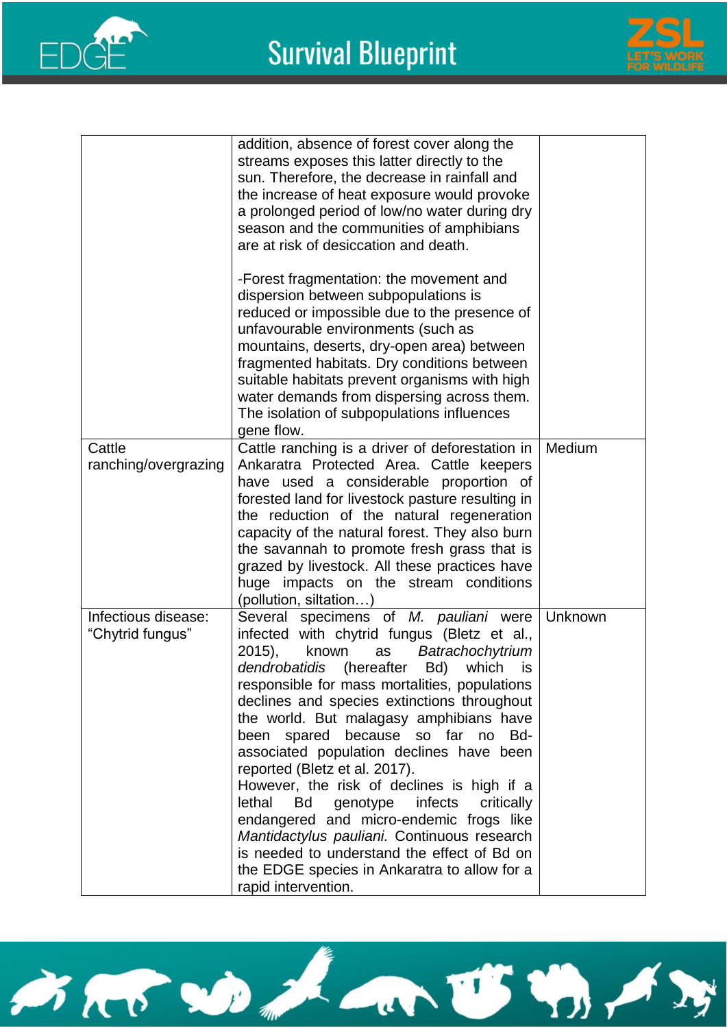| | | |
|---|---|---|
| | addition, absence of forest cover along the streams exposes this latter directly to the sun. Therefore, the decrease in rainfall and the increase of heat exposure would provoke a prolonged period of low/no water during dry season and the communities of amphibians are at risk of desiccation and death.<br><br>-Forest fragmentation: the movement and dispersion between subpopulations is reduced or impossible due to the presence of unfavourable environments (such as mountains, deserts, dry-open area) between fragmented habitats. Dry conditions between suitable habitats prevent organisms with high water demands from dispersing across them. The isolation of subpopulations influences gene flow. | |
| Cattle ranching/overgrazing | Cattle ranching is a driver of deforestation in Ankaratra Protected Area. Cattle keepers have used a considerable proportion of forested land for livestock pasture resulting in the reduction of the natural regeneration capacity of the natural forest. They also burn the savannah to promote fresh grass that is grazed by livestock. All these practices have huge impacts on the stream conditions (pollution, siltation…) | Medium |
| Infectious disease: "Chytrid fungus" | Several specimens of *M. pauliani* were infected with chytrid fungus (Bletz et al., 2015), known as *Batrachochytrium dendrobatidis* (hereafter Bd) which is responsible for mass mortalities, populations declines and species extinctions throughout the world. But malagasy amphibians have been spared because so far no Bd-associated population declines have been reported (Bletz et al. 2017).<br>However, the risk of declines is high if a lethal Bd genotype infects critically endangered and micro-endemic frogs like *Mantidactylus pauliani.* Continuous research is needed to understand the effect of Bd on the EDGE species in Ankaratra to allow for a rapid intervention. | Unknown |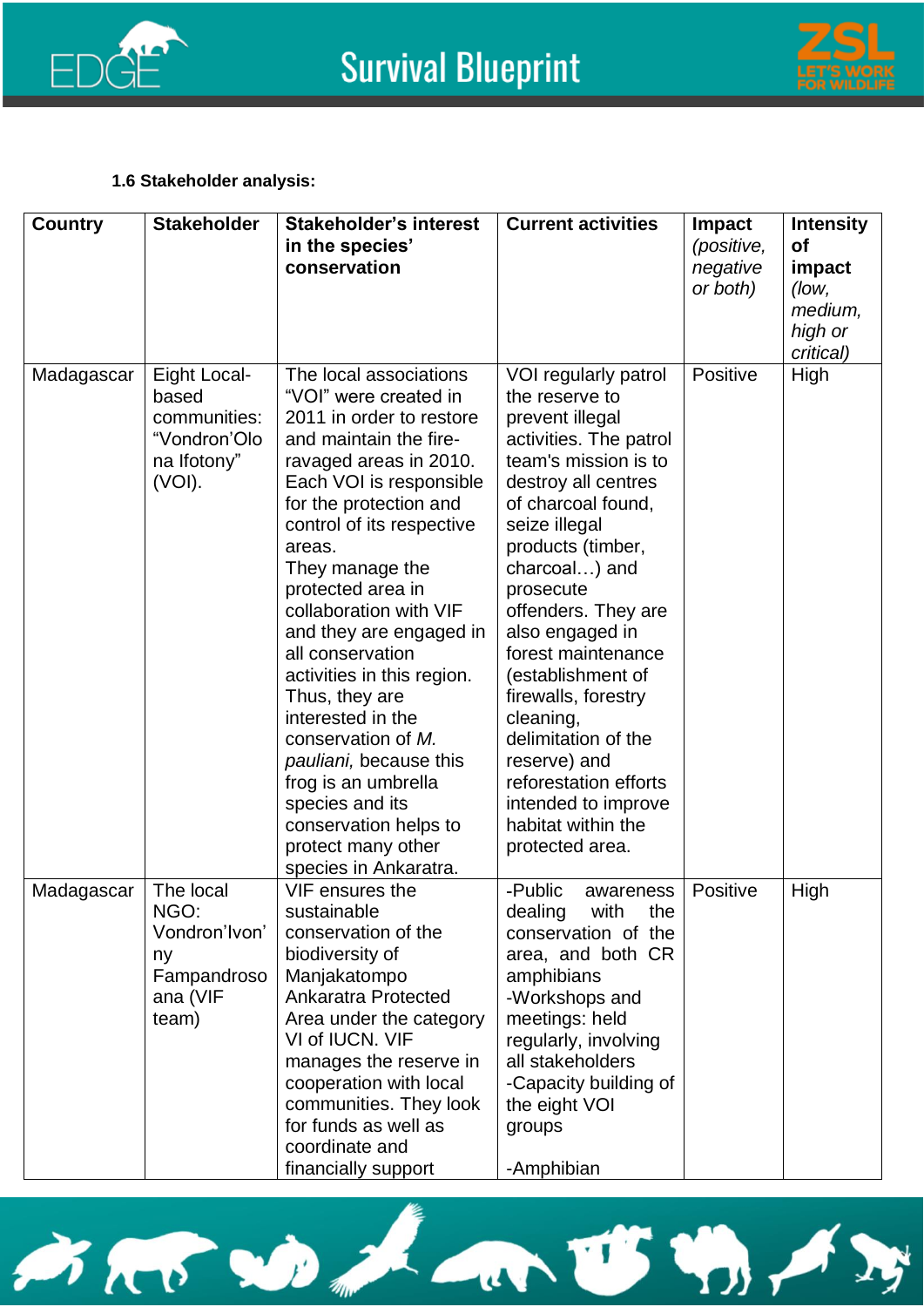**1.6 Stakeholder analysis:**

| Country | Stakeholder | Stakeholder's interest in the species' conservation | Current activities | Impact *(positive, negative or both)* | Intensity of impact *(low, medium, high or critical)* |
|---|---|---|---|---|---|
| Madagascar | Eight Local-based communities: "Vondron'Olona Ifotony" (VOI). | The local associations "VOI" were created in 2011 in order to restore and maintain the fire-ravaged areas in 2010. Each VOI is responsible for the protection and control of its respective areas. They manage the protected area in collaboration with VIF and they are engaged in all conservation activities in this region. Thus, they are interested in the conservation of *M. pauliani,* because this frog is an umbrella species and its conservation helps to protect many other species in Ankaratra. | VOI regularly patrol the reserve to prevent illegal activities. The patrol team's mission is to destroy all centres of charcoal found, seize illegal products (timber, charcoal…) and prosecute offenders. They are also engaged in forest maintenance (establishment of firewalls, forestry cleaning, delimitation of the reserve) and reforestation efforts intended to improve habitat within the protected area. | Positive | High |
| Madagascar | The local NGO: Vondron'Ivon'ny Fampandrosoana (VIF team) | VIF ensures the sustainable conservation of the biodiversity of Manjakatompo Ankaratra Protected Area under the category VI of IUCN. VIF manages the reserve in cooperation with local communities. They look for funds as well as coordinate and financially support | -Public awareness dealing with the conservation of the area, and both CR amphibians<br>-Workshops and meetings: held regularly, involving all stakeholders<br>-Capacity building of the eight VOI groups<br><br>-Amphibian | Positive | High |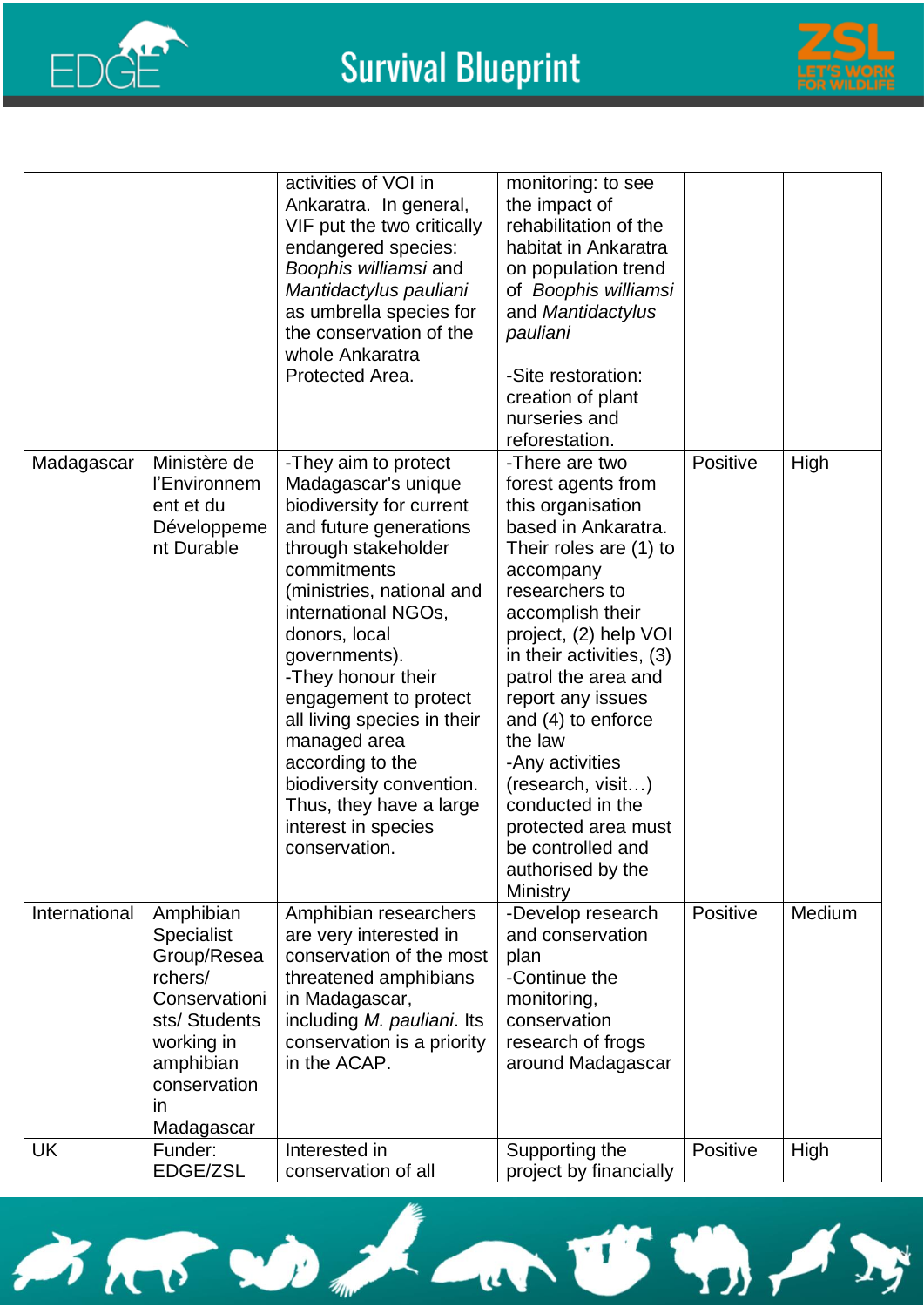| | | | | | |
|---|---|---|---|---|---|
| | | activities of VOI in Ankaratra. In general, VIF put the two critically endangered species: *Boophis williamsi* and *Mantidactylus pauliani* as umbrella species for the conservation of the whole Ankaratra Protected Area. | monitoring: to see the impact of rehabilitation of the habitat in Ankaratra on population trend of *Boophis williamsi* and *Mantidactylus pauliani*<br><br>-Site restoration: creation of plant nurseries and reforestation. | | |
| Madagascar | Ministère de l'Environnement et du Développement Durable | -They aim to protect Madagascar's unique biodiversity for current and future generations through stakeholder commitments (ministries, national and international NGOs, donors, local governments).<br>-They honour their engagement to protect all living species in their managed area according to the biodiversity convention. Thus, they have a large interest in species conservation. | -There are two forest agents from this organisation based in Ankaratra. Their roles are (1) to accompany researchers to accomplish their project, (2) help VOI in their activities, (3) patrol the area and report any issues and (4) to enforce the law<br>-Any activities (research, visit…) conducted in the protected area must be controlled and authorised by the Ministry | Positive | High |
| International | Amphibian Specialist Group/Researchers/ Conservationists/ Students working in amphibian conservation in Madagascar | Amphibian researchers are very interested in conservation of the most threatened amphibians in Madagascar, including *M. pauliani*. Its conservation is a priority in the ACAP. | -Develop research and conservation plan<br>-Continue the monitoring, conservation research of frogs around Madagascar | Positive | Medium |
| UK | Funder: EDGE/ZSL | Interested in conservation of all | Supporting the project by financially | Positive | High |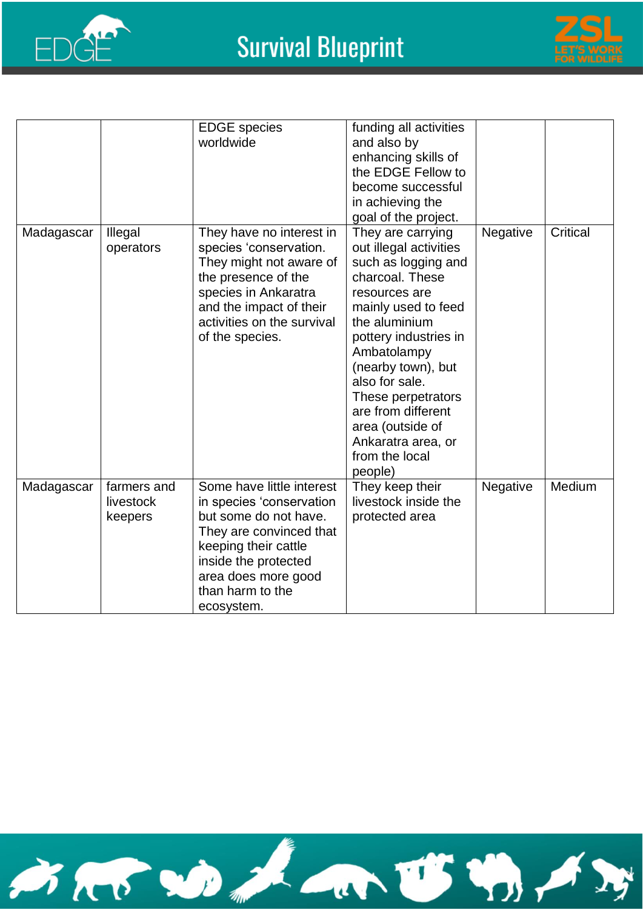| | | EDGE species worldwide | funding all activities and also by enhancing skills of the EDGE Fellow to become successful in achieving the goal of the project. | | |
|---|---|---|---|---|---|
| Madagascar | Illegal operators | They have no interest in species 'conservation. They might not aware of the presence of the species in Ankaratra and the impact of their activities on the survival of the species. | They are carrying out illegal activities such as logging and charcoal. These resources are mainly used to feed the aluminium pottery industries in Ambatolampy (nearby town), but also for sale. These perpetrators are from different area (outside of Ankaratra area, or from the local people) | Negative | Critical |
| Madagascar | farmers and livestock keepers | Some have little interest in species 'conservation but some do not have. They are convinced that keeping their cattle inside the protected area does more good than harm to the ecosystem. | They keep their livestock inside the protected area | Negative | Medium |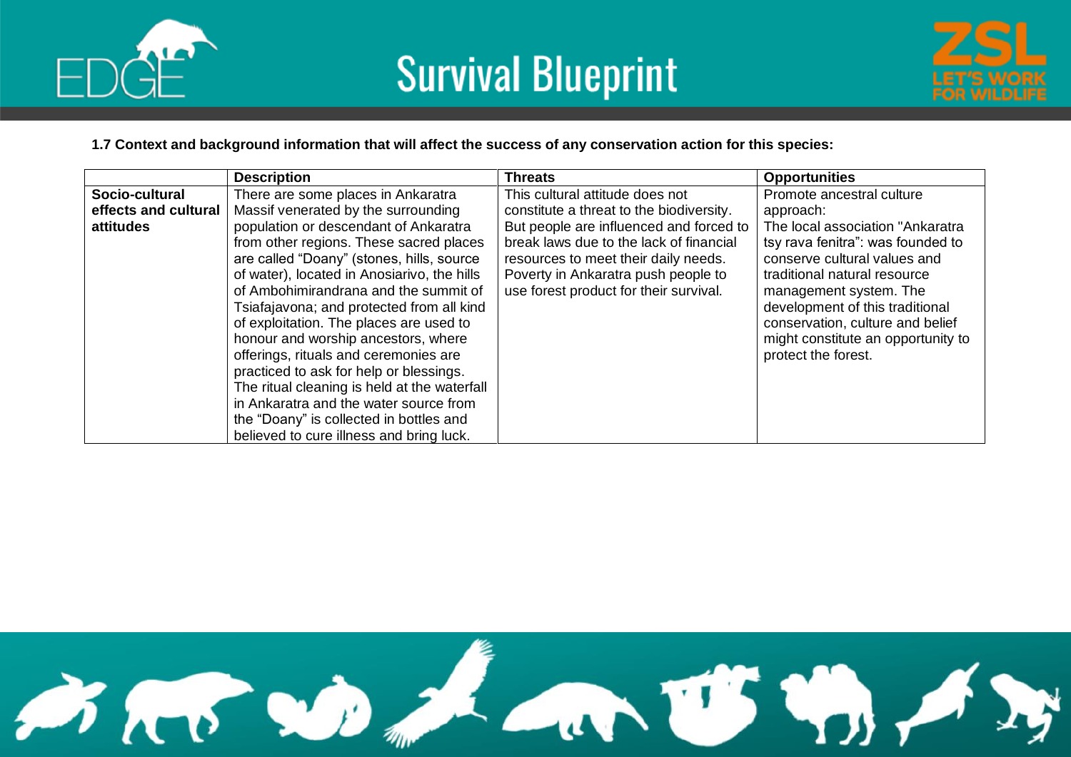**1.7 Context and background information that will affect the success of any conservation action for this species:**

| | Description | Threats | Opportunities |
|---|---|---|---|
| **Socio-cultural effects and cultural attitudes** | There are some places in Ankaratra Massif venerated by the surrounding population or descendant of Ankaratra from other regions. These sacred places are called "Doany" (stones, hills, source of water), located in Anosiarivo, the hills of Ambohimirandrana and the summit of Tsiafajavona; and protected from all kind of exploitation. The places are used to honour and worship ancestors, where offerings, rituals and ceremonies are practiced to ask for help or blessings. The ritual cleaning is held at the waterfall in Ankaratra and the water source from the "Doany" is collected in bottles and believed to cure illness and bring luck. | This cultural attitude does not constitute a threat to the biodiversity. But people are influenced and forced to break laws due to the lack of financial resources to meet their daily needs. Poverty in Ankaratra push people to use forest product for their survival. | Promote ancestral culture approach: The local association "Ankaratra tsy rava fenitra": was founded to conserve cultural values and traditional natural resource management system. The development of this traditional conservation, culture and belief might constitute an opportunity to protect the forest. |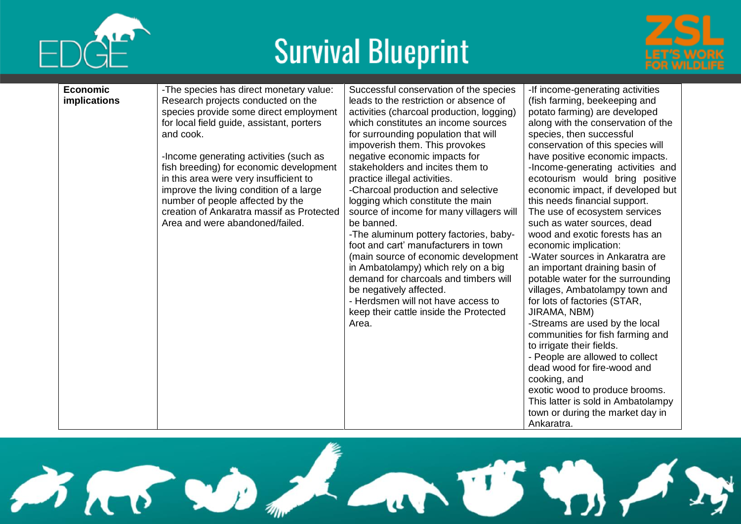| **Economic implications** | -The species has direct monetary value: Research projects conducted on the species provide some direct employment for local field guide, assistant, porters and cook.<br><br>-Income generating activities (such as fish breeding) for economic development in this area were very insufficient to improve the living condition of a large number of people affected by the creation of Ankaratra massif as Protected Area and were abandoned/failed. | Successful conservation of the species leads to the restriction or absence of activities (charcoal production, logging) which constitutes an income sources for surrounding population that will impoverish them. This provokes negative economic impacts for stakeholders and incites them to practice illegal activities.<br>-Charcoal production and selective logging which constitute the main source of income for many villagers will be banned.<br>-The aluminum pottery factories, baby-foot and cart' manufacturers in town (main source of economic development in Ambatolampy) which rely on a big demand for charcoals and timbers will be negatively affected.<br>- Herdsmen will not have access to keep their cattle inside the Protected Area. | -If income-generating activities (fish farming, beekeeping and potato farming) are developed along with the conservation of the species, then successful conservation of this species will have positive economic impacts.<br>-Income-generating activities and ecotourism would bring positive economic impact, if developed but this needs financial support.<br>The use of ecosystem services such as water sources, dead wood and exotic forests has an economic implication:<br>-Water sources in Ankaratra are an important draining basin of potable water for the surrounding villages, Ambatolampy town and for lots of factories (STAR, JIRAMA, NBM)<br>-Streams are used by the local communities for fish farming and to irrigate their fields.<br>- People are allowed to collect dead wood for fire-wood and cooking, and<br>exotic wood to produce brooms. This latter is sold in Ambatolampy town or during the market day in Ankaratra. |
|---|---|---|---|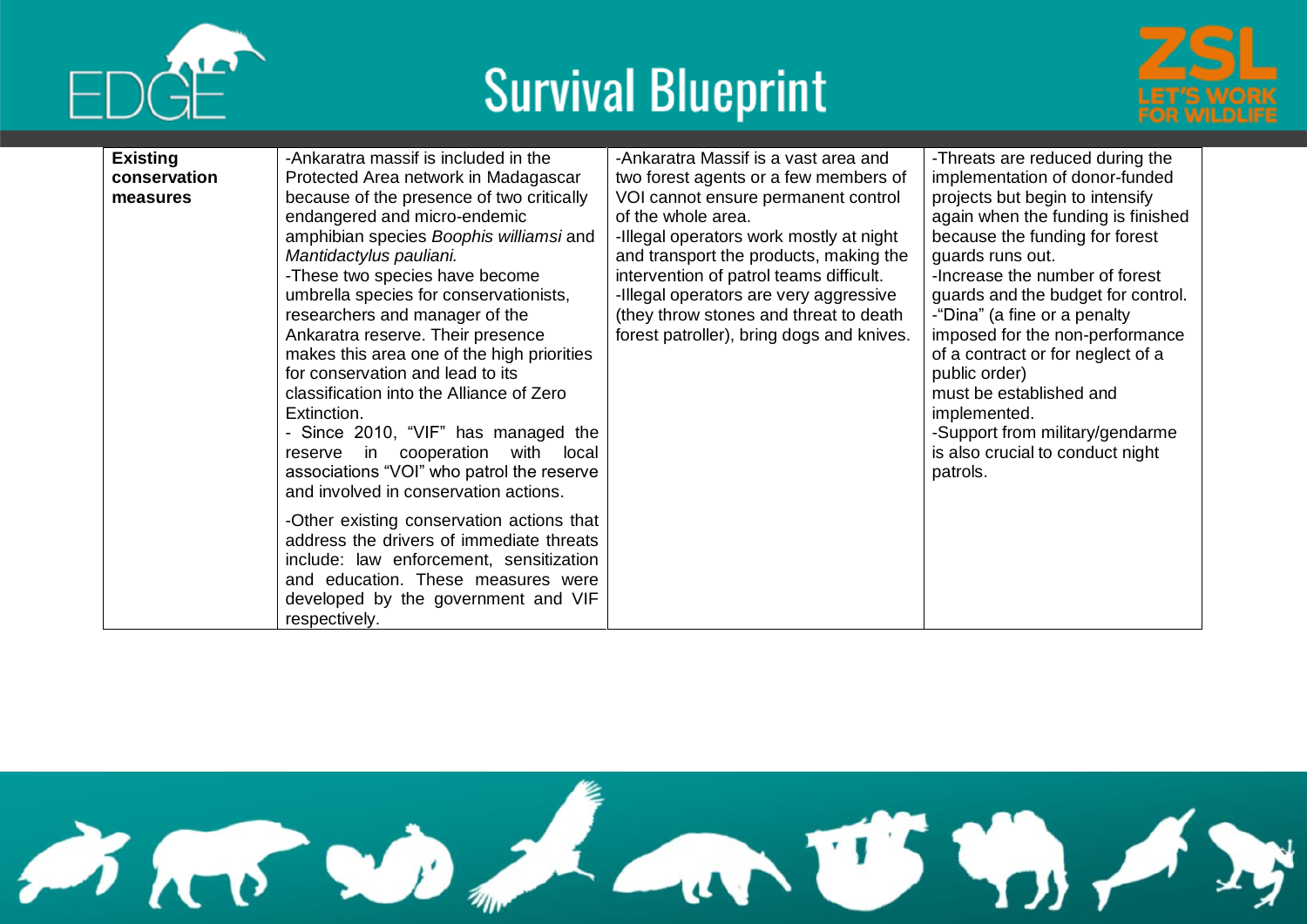| **Existing conservation measures** | -Ankaratra massif is included in the Protected Area network in Madagascar because of the presence of two critically endangered and micro-endemic amphibian species *Boophis williamsi* and *Mantidactylus pauliani.*<br>-These two species have become umbrella species for conservationists, researchers and manager of the Ankaratra reserve. Their presence makes this area one of the high priorities for conservation and lead to its classification into the Alliance of Zero Extinction.<br>- Since 2010, "VIF" has managed the reserve in cooperation with local associations "VOI" who patrol the reserve and involved in conservation actions.<br>-Other existing conservation actions that address the drivers of immediate threats include: law enforcement, sensitization and education. These measures were developed by the government and VIF respectively. | -Ankaratra Massif is a vast area and two forest agents or a few members of VOI cannot ensure permanent control of the whole area.<br>-Illegal operators work mostly at night and transport the products, making the intervention of patrol teams difficult.<br>-Illegal operators are very aggressive (they throw stones and threat to death forest patroller), bring dogs and knives. | -Threats are reduced during the implementation of donor-funded projects but begin to intensify again when the funding is finished because the funding for forest guards runs out.<br>-Increase the number of forest guards and the budget for control.<br>-"Dina" (a fine or a penalty imposed for the non-performance of a contract or for neglect of a public order) must be established and implemented.<br>-Support from military/gendarme is also crucial to conduct night patrols. |
|---|---|---|---|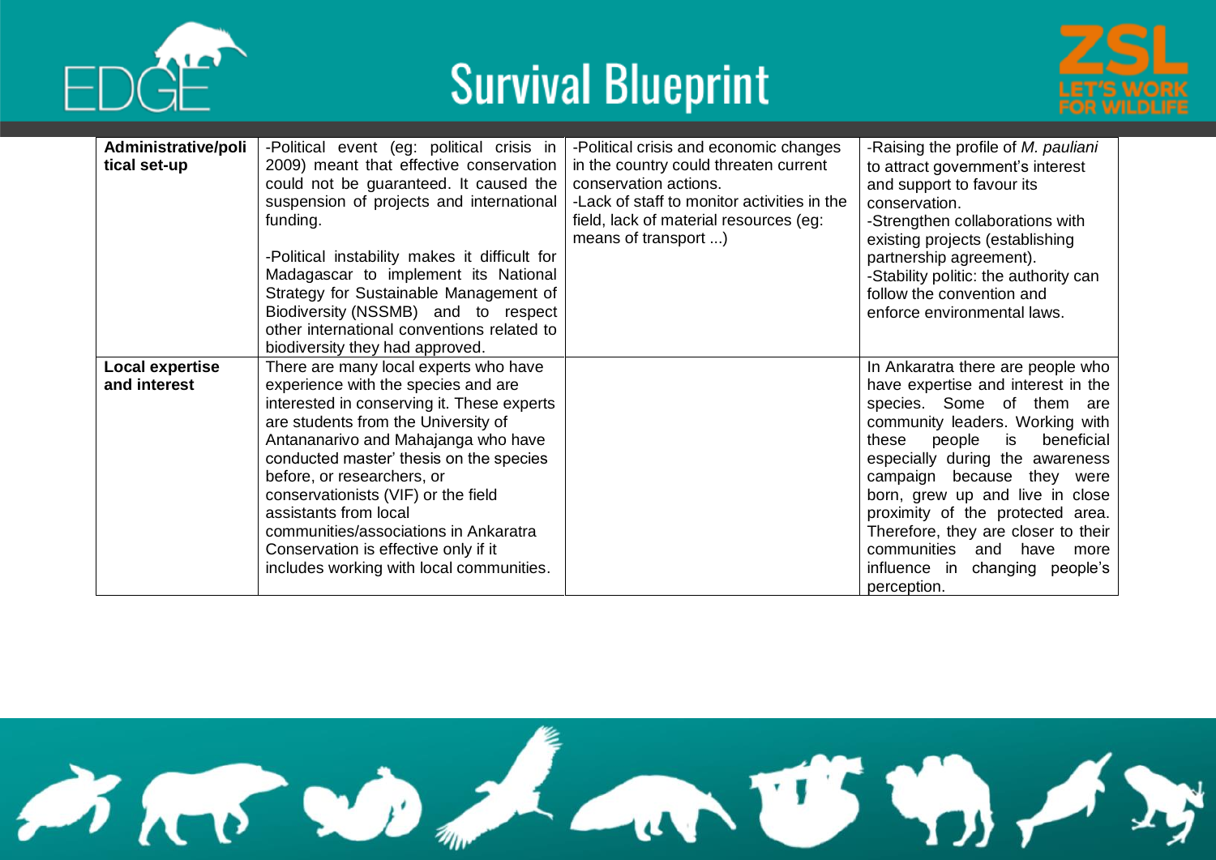| | | | |
|---|---|---|---|
| **Administrative/political set-up** | -Political event (eg: political crisis in 2009) meant that effective conservation could not be guaranteed. It caused the suspension of projects and international funding.<br><br>-Political instability makes it difficult for Madagascar to implement its National Strategy for Sustainable Management of Biodiversity (NSSMB) and to respect other international conventions related to biodiversity they had approved. | -Political crisis and economic changes in the country could threaten current conservation actions.<br>-Lack of staff to monitor activities in the field, lack of material resources (eg: means of transport ...) | -Raising the profile of *M. pauliani* to attract government's interest and support to favour its conservation.<br>-Strengthen collaborations with existing projects (establishing partnership agreement).<br>-Stability politic: the authority can follow the convention and enforce environmental laws. |
| **Local expertise and interest** | There are many local experts who have experience with the species and are interested in conserving it. These experts are students from the University of Antananarivo and Mahajanga who have conducted master' thesis on the species before, or researchers, or conservationists (VIF) or the field assistants from local communities/associations in Ankaratra Conservation is effective only if it includes working with local communities. | | In Ankaratra there are people who have expertise and interest in the species. Some of them are community leaders. Working with these people is beneficial especially during the awareness campaign because they were born, grew up and live in close proximity of the protected area. Therefore, they are closer to their communities and have more influence in changing people's perception. |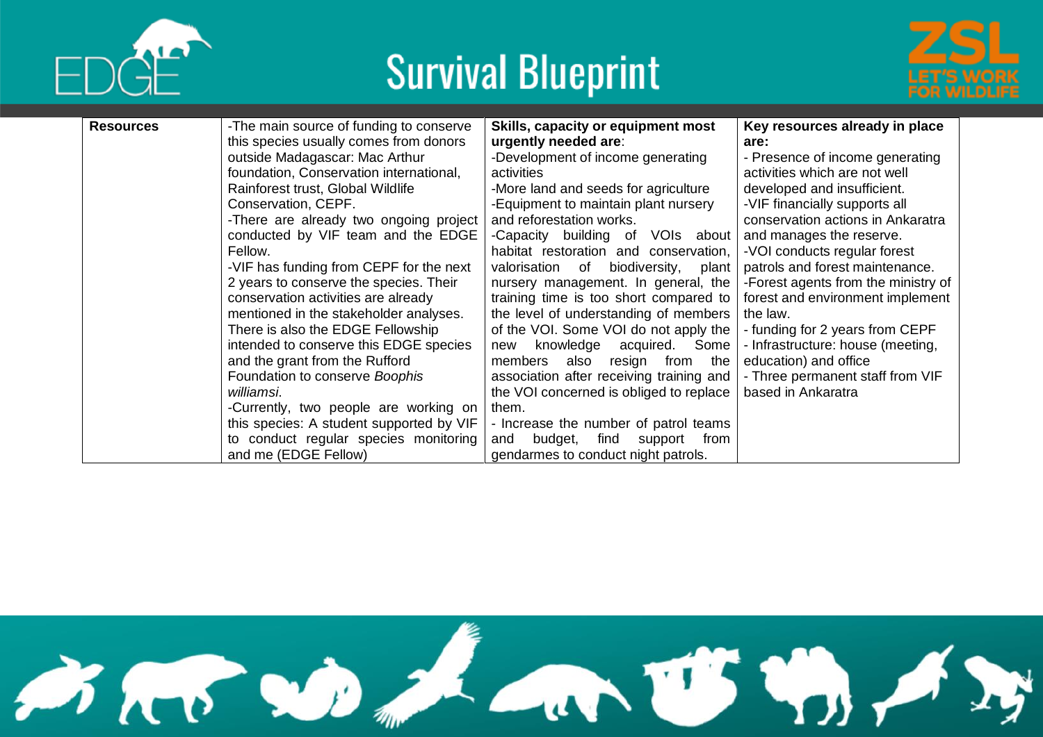| Resources | -The main source of funding to conserve this species usually comes from donors outside Madagascar: Mac Arthur foundation, Conservation international, Rainforest trust, Global Wildlife Conservation, CEPF.<br>-There are already two ongoing project conducted by VIF team and the EDGE Fellow.<br>-VIF has funding from CEPF for the next 2 years to conserve the species. Their conservation activities are already mentioned in the stakeholder analyses. There is also the EDGE Fellowship intended to conserve this EDGE species and the grant from the Rufford Foundation to conserve *Boophis williamsi*.<br>-Currently, two people are working on this species: A student supported by VIF to conduct regular species monitoring and me (EDGE Fellow) | **Skills, capacity or equipment most urgently needed are**:<br>-Development of income generating activities<br>-More land and seeds for agriculture<br>-Equipment to maintain plant nursery and reforestation works.<br>-Capacity building of VOIs about habitat restoration and conservation, valorisation of biodiversity, plant nursery management. In general, the training time is too short compared to the level of understanding of members of the VOI. Some VOI do not apply the new knowledge acquired. Some members also resign from the association after receiving training and the VOI concerned is obliged to replace them.<br>- Increase the number of patrol teams and budget, find support from gendarmes to conduct night patrols. | **Key resources already in place are:**<br>- Presence of income generating activities which are not well developed and insufficient.<br>-VIF financially supports all conservation actions in Ankaratra and manages the reserve.<br>-VOI conducts regular forest patrols and forest maintenance.<br>-Forest agents from the ministry of forest and environment implement the law.<br>- funding for 2 years from CEPF<br>- Infrastructure: house (meeting, education) and office<br>- Three permanent staff from VIF based in Ankaratra |
|---|---|---|---|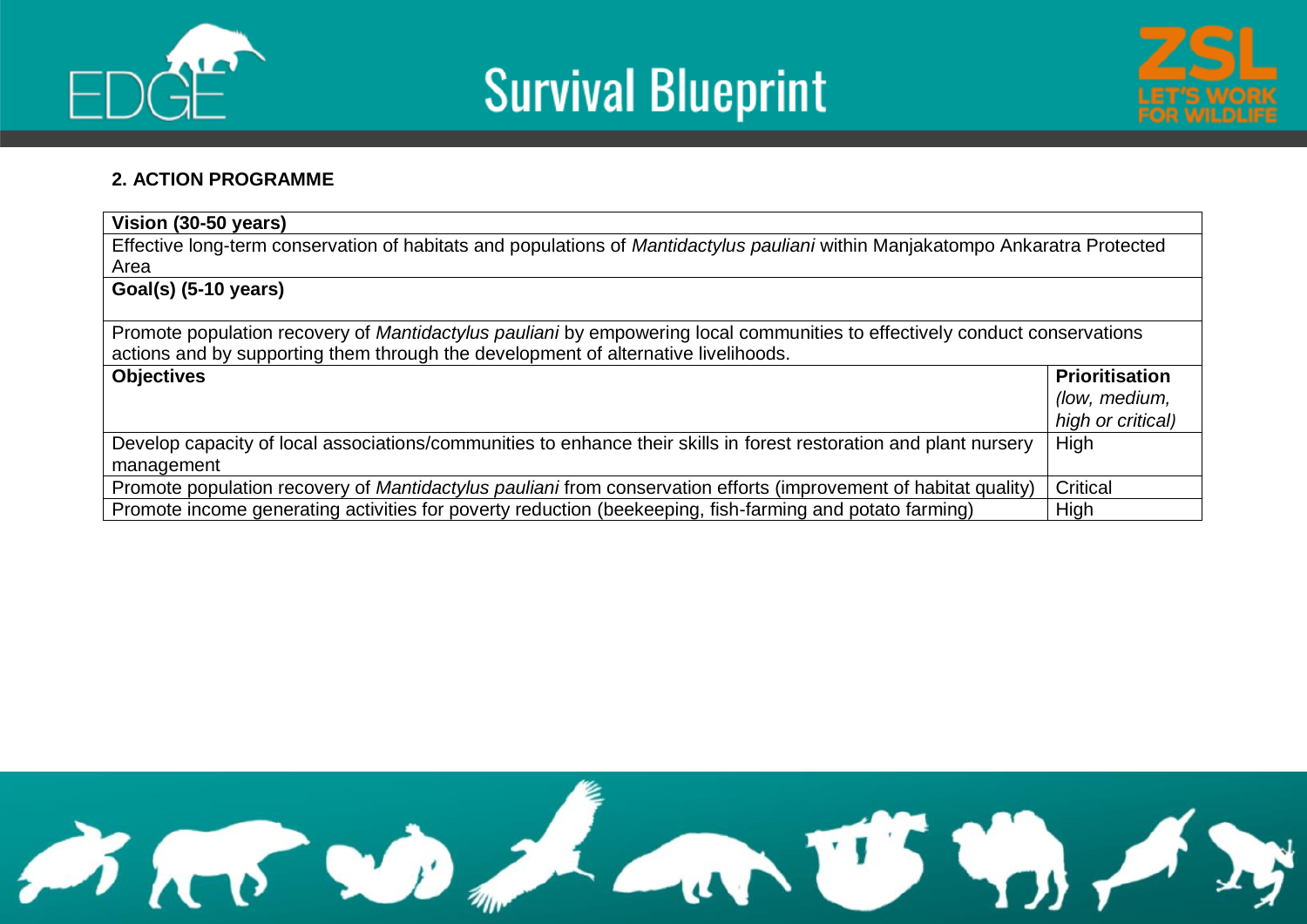## 2. ACTION PROGRAMME

| **Vision (30-50 years)** | |
|---|---|
| Effective long-term conservation of habitats and populations of *Mantidactylus pauliani* within Manjakatompo Ankaratra Protected Area | |
| **Goal(s) (5-10 years)** | |
| Promote population recovery of *Mantidactylus pauliani* by empowering local communities to effectively conduct conservations actions and by supporting them through the development of alternative livelihoods. | |
| **Objectives** | **Prioritisation** *(low, medium, high or critical)* |
| Develop capacity of local associations/communities to enhance their skills in forest restoration and plant nursery management | High |
| Promote population recovery of *Mantidactylus pauliani* from conservation efforts (improvement of habitat quality) | Critical |
| Promote income generating activities for poverty reduction (beekeeping, fish-farming and potato farming) | High |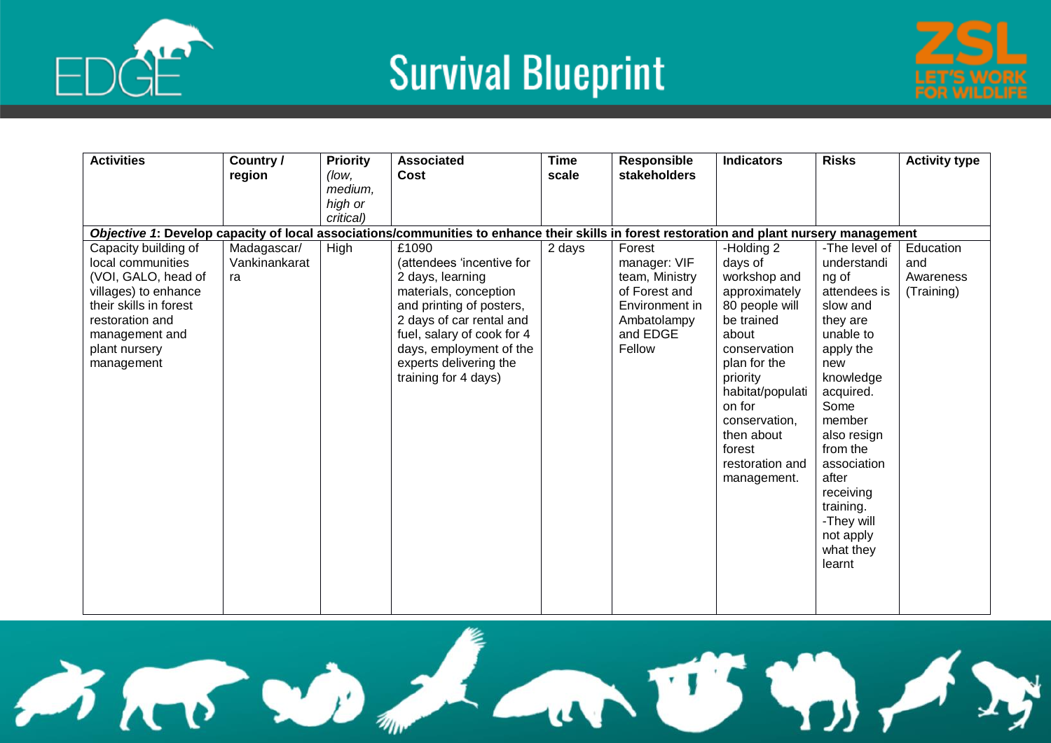| Activities | Country / region | Priority *(low, medium, high or critical)* | Associated Cost | Time scale | Responsible stakeholders | Indicators | Risks | Activity type |
|---|---|---|---|---|---|---|---|---|
| ***Objective 1*: Develop capacity of local associations/communities to enhance their skills in forest restoration and plant nursery management** | | | | | | | | |
| Capacity building of local communities (VOI, GALO, head of villages) to enhance their skills in forest restoration and management and plant nursery management | Madagascar/ Vankinankaratra | High | £1090 (attendees 'incentive for 2 days, learning materials, conception and printing of posters, 2 days of car rental and fuel, salary of cook for 4 days, employment of the experts delivering the training for 4 days) | 2 days | Forest manager: VIF team, Ministry of Forest and Environment in Ambatolampy and EDGE Fellow | -Holding 2 days of workshop and approximately 80 people will be trained about conservation plan for the priority habitat/population for conservation, then about forest restoration and management. | -The level of understanding of attendees is slow and they are unable to apply the new knowledge acquired. Some member also resign from the association after receiving training. -They will not apply what they learnt | Education and Awareness (Training) |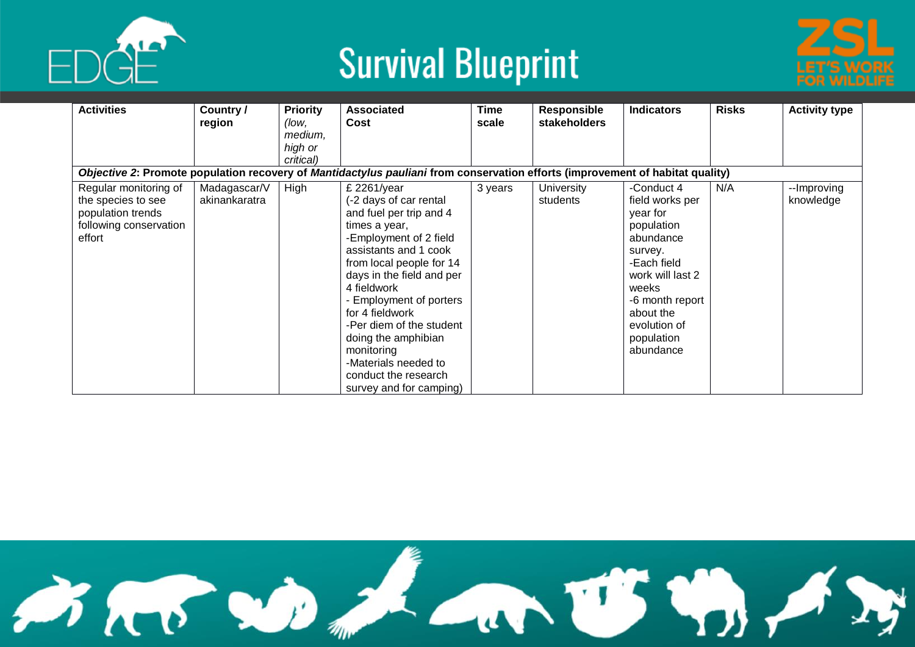# Survival Blueprint

| Activities | Country / region | Priority (low, medium, high or critical) | Associated Cost | Time scale | Responsible stakeholders | Indicators | Risks | Activity type |
|---|---|---|---|---|---|---|---|---|
| ***Objective 2*: Promote population recovery of *Mantidactylus pauliani* from conservation efforts (improvement of habitat quality)** | | | | | | | | |
| Regular monitoring of the species to see population trends following conservation effort | Madagascar/Vakinankaratra | High | £ 2261/year (-2 days of car rental and fuel per trip and 4 times a year, -Employment of 2 field assistants and 1 cook from local people for 14 days in the field and per 4 fieldwork - Employment of porters for 4 fieldwork -Per diem of the student doing the amphibian monitoring -Materials needed to conduct the research survey and for camping) | 3 years | University students | -Conduct 4 field works per year for population abundance survey. -Each field work will last 2 weeks -6 month report about the evolution of population abundance | N/A | --Improving knowledge |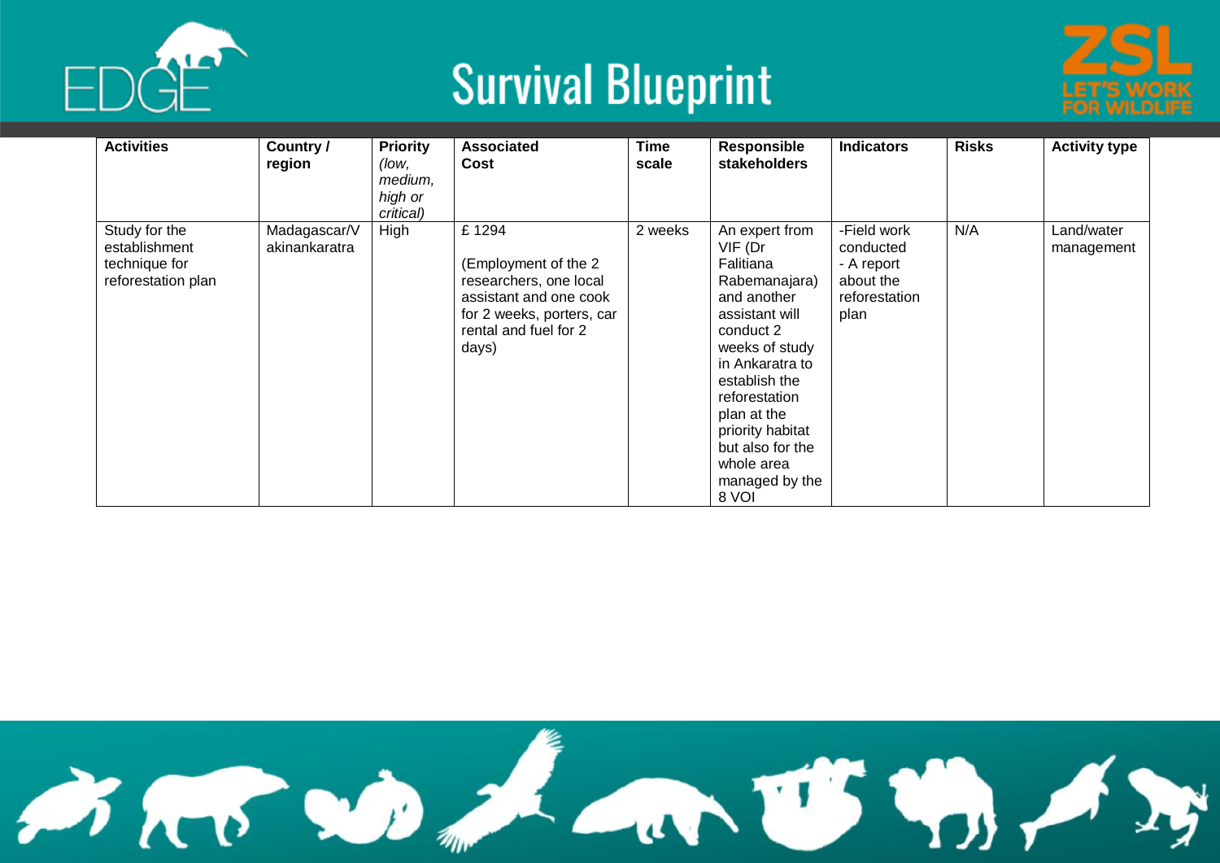| Activities | Country / region | Priority *(low, medium, high or critical)* | Associated Cost | Time scale | Responsible stakeholders | Indicators | Risks | Activity type |
|---|---|---|---|---|---|---|---|---|
| Study for the establishment technique for reforestation plan | Madagascar/Vakinankaratra | High | £ 1294 (Employment of the 2 researchers, one local assistant and one cook for 2 weeks, porters, car rental and fuel for 2 days) | 2 weeks | An expert from VIF (Dr Falitiana Rabemanajara) and another assistant will conduct 2 weeks of study in Ankaratra to establish the reforestation plan at the priority habitat but also for the whole area managed by the 8 VOI | -Field work conducted - A report about the reforestation plan | N/A | Land/water management |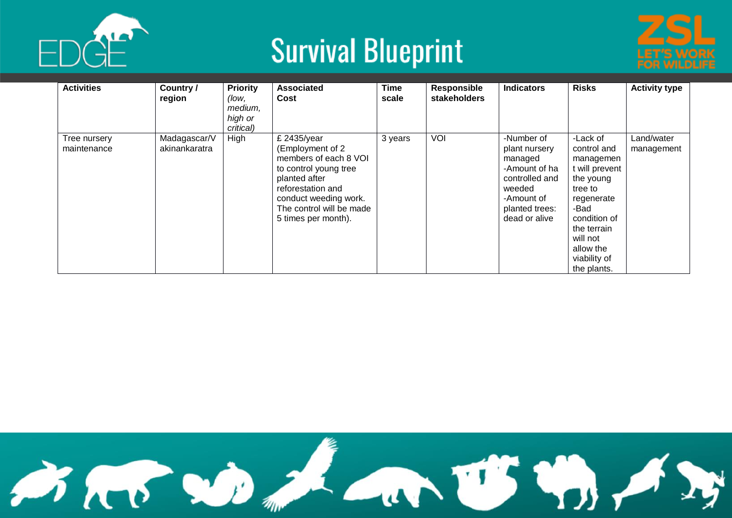| Activities | Country / region | Priority *(low, medium, high or critical)* | Associated Cost | Time scale | Responsible stakeholders | Indicators | Risks | Activity type |
|---|---|---|---|---|---|---|---|---|
| Tree nursery maintenance | Madagascar/Vakinankaratra | High | £ 2435/year (Employment of 2 members of each 8 VOI to control young tree planted after reforestation and conduct weeding work. The control will be made 5 times per month). | 3 years | VOI | -Number of plant nursery managed -Amount of ha controlled and weeded -Amount of planted trees: dead or alive | -Lack of control and management will prevent the young tree to regenerate -Bad condition of the terrain will not allow the viability of the plants. | Land/water management |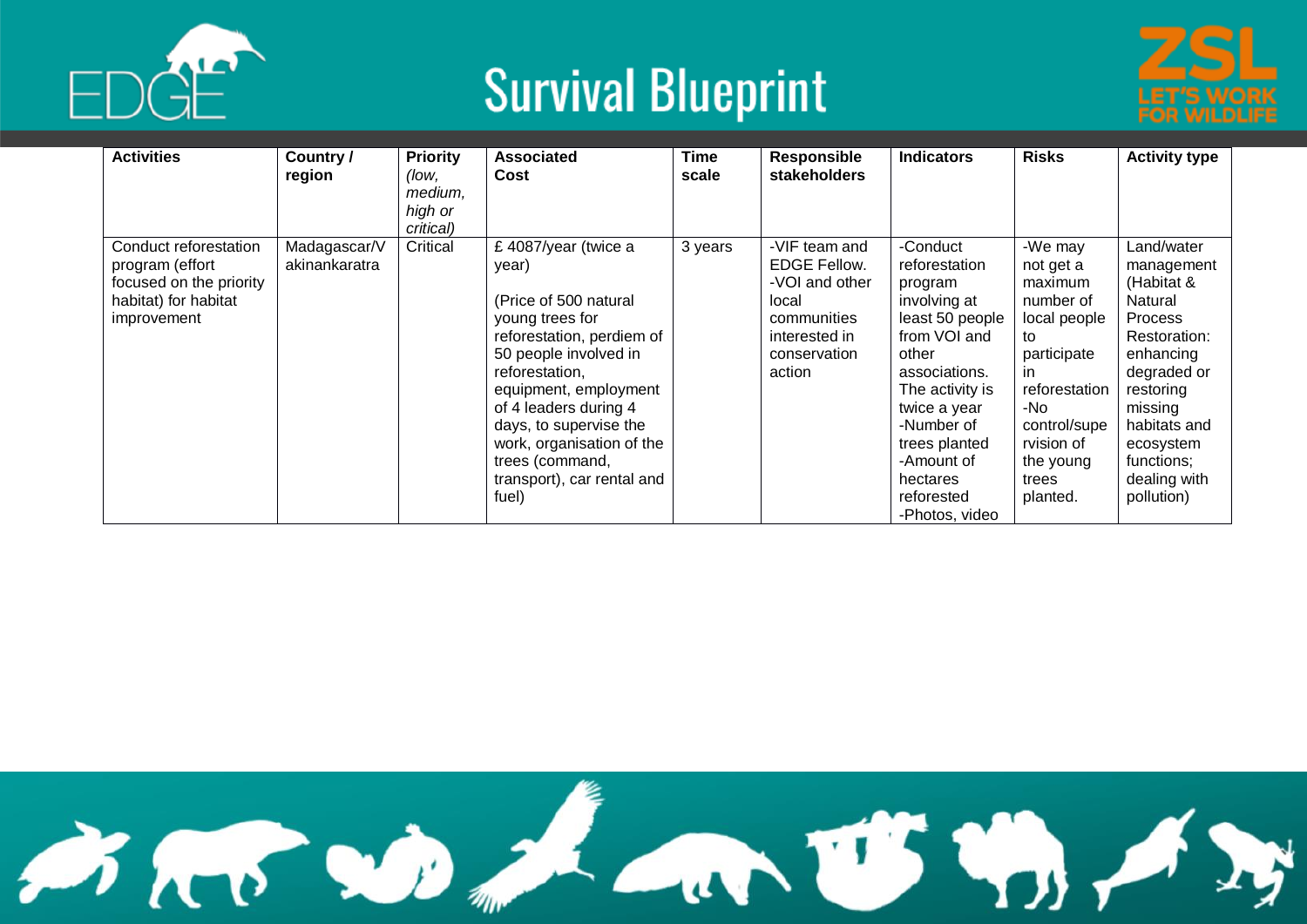| Activities | Country / region | Priority *(low, medium, high or critical)* | Associated Cost | Time scale | Responsible stakeholders | Indicators | Risks | Activity type |
|---|---|---|---|---|---|---|---|---|
| Conduct reforestation program (effort focused on the priority habitat) for habitat improvement | Madagascar/Vakinankaratra | Critical | £ 4087/year (twice a year)<br><br>(Price of 500 natural young trees for reforestation, perdiem of 50 people involved in reforestation, equipment, employment of 4 leaders during 4 days, to supervise the work, organisation of the trees (command, transport), car rental and fuel) | 3 years | -VIF team and EDGE Fellow.<br>-VOI and other local communities interested in conservation action | -Conduct reforestation program involving at least 50 people from VOI and other associations. The activity is twice a year<br>-Number of trees planted<br>-Amount of hectares reforested<br>-Photos, video | -We may not get a maximum number of local people to participate in reforestation<br>-No control/supervision of the young trees planted. | Land/water management (Habitat & Natural Process Restoration: enhancing degraded or restoring missing habitats and ecosystem functions; dealing with pollution) |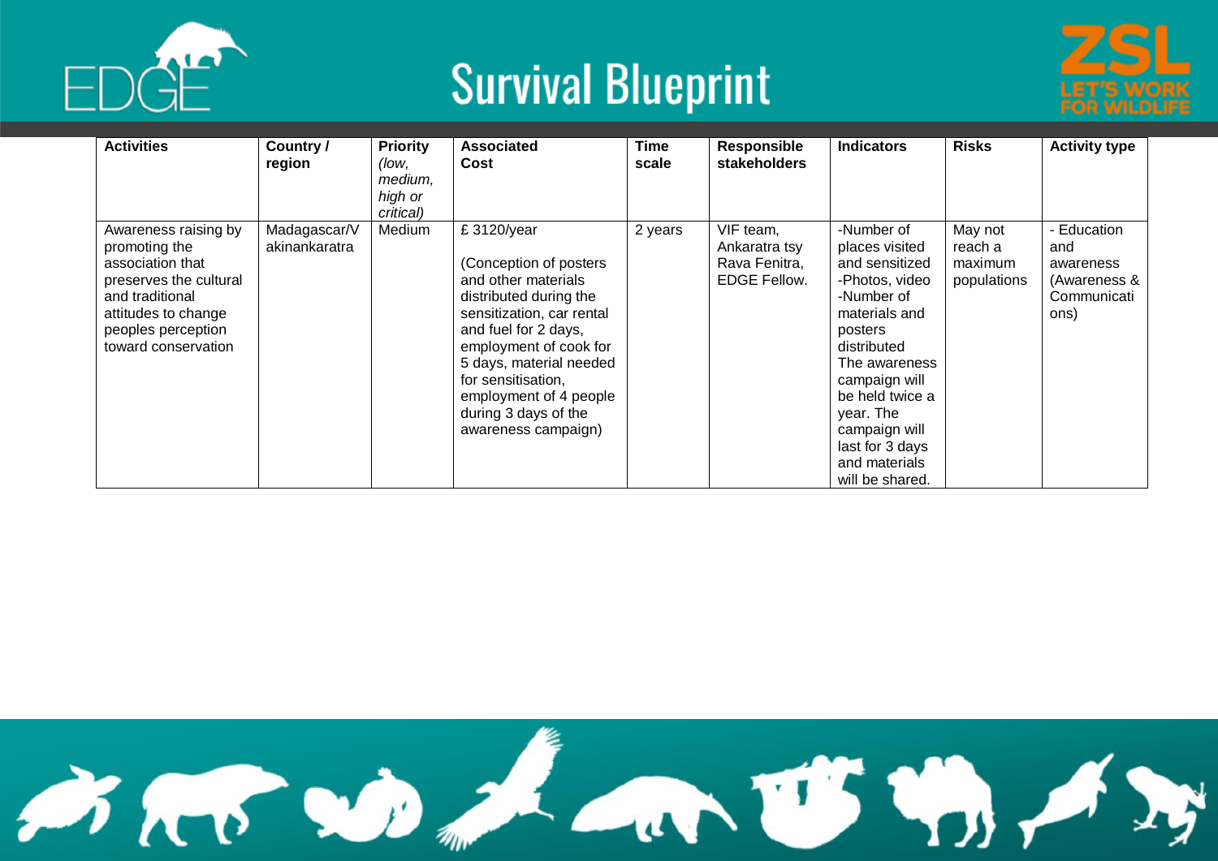| Activities | Country / region | Priority *(low, medium, high or critical)* | Associated Cost | Time scale | Responsible stakeholders | Indicators | Risks | Activity type |
|---|---|---|---|---|---|---|---|---|
| Awareness raising by promoting the association that preserves the cultural and traditional attitudes to change peoples perception toward conservation | Madagascar/Vakinankaratra | Medium | £ 3120/year (Conception of posters and other materials distributed during the sensitization, car rental and fuel for 2 days, employment of cook for 5 days, material needed for sensitisation, employment of 4 people during 3 days of the awareness campaign) | 2 years | VIF team, Ankaratra tsy Rava Fenitra, EDGE Fellow. | -Number of places visited and sensitized -Photos, video -Number of materials and posters distributed The awareness campaign will be held twice a year. The campaign will last for 3 days and materials will be shared. | May not reach a maximum populations | - Education and awareness (Awareness & Communications) |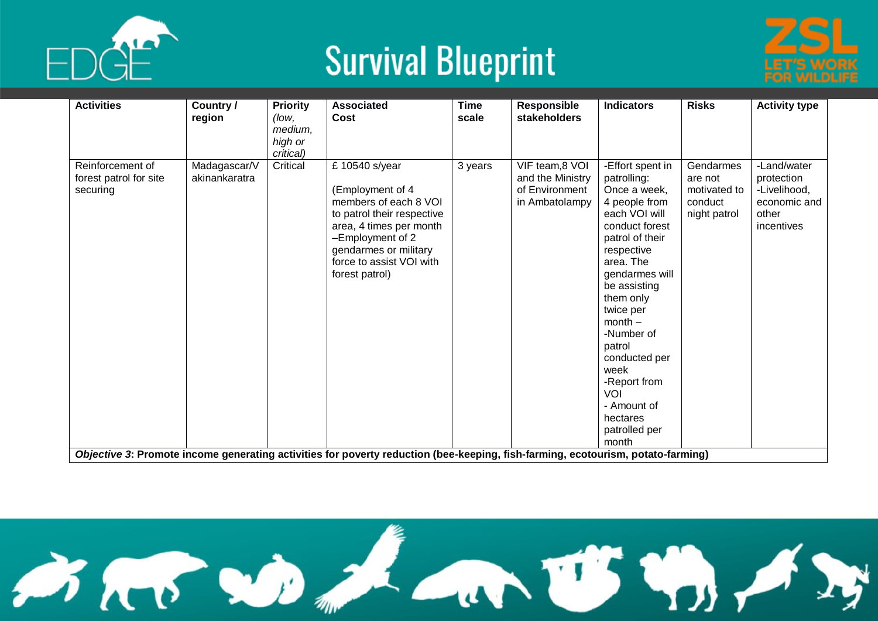| Activities | Country / region | Priority *(low, medium, high or critical)* | Associated Cost | Time scale | Responsible stakeholders | Indicators | Risks | Activity type |
|---|---|---|---|---|---|---|---|---|
| Reinforcement of forest patrol for site securing | Madagascar/Vakinankaratra | Critical | £ 10540 s/year (Employment of 4 members of each 8 VOI to patrol their respective area, 4 times per month –Employment of 2 gendarmes or military force to assist VOI with forest patrol) | 3 years | VIF team,8 VOI and the Ministry of Environment in Ambatolampy | -Effort spent in patrolling: Once a week, 4 people from each VOI will conduct forest patrol of their respective area. The gendarmes will be assisting them only twice per month – -Number of patrol conducted per week -Report from VOI - Amount of hectares patrolled per month | Gendarmes are not motivated to conduct night patrol | -Land/water protection -Livelihood, economic and other incentives |
| ***Objective 3*: Promote income generating activities for poverty reduction (bee-keeping, fish-farming, ecotourism, potato-farming)** | | | | | | | | |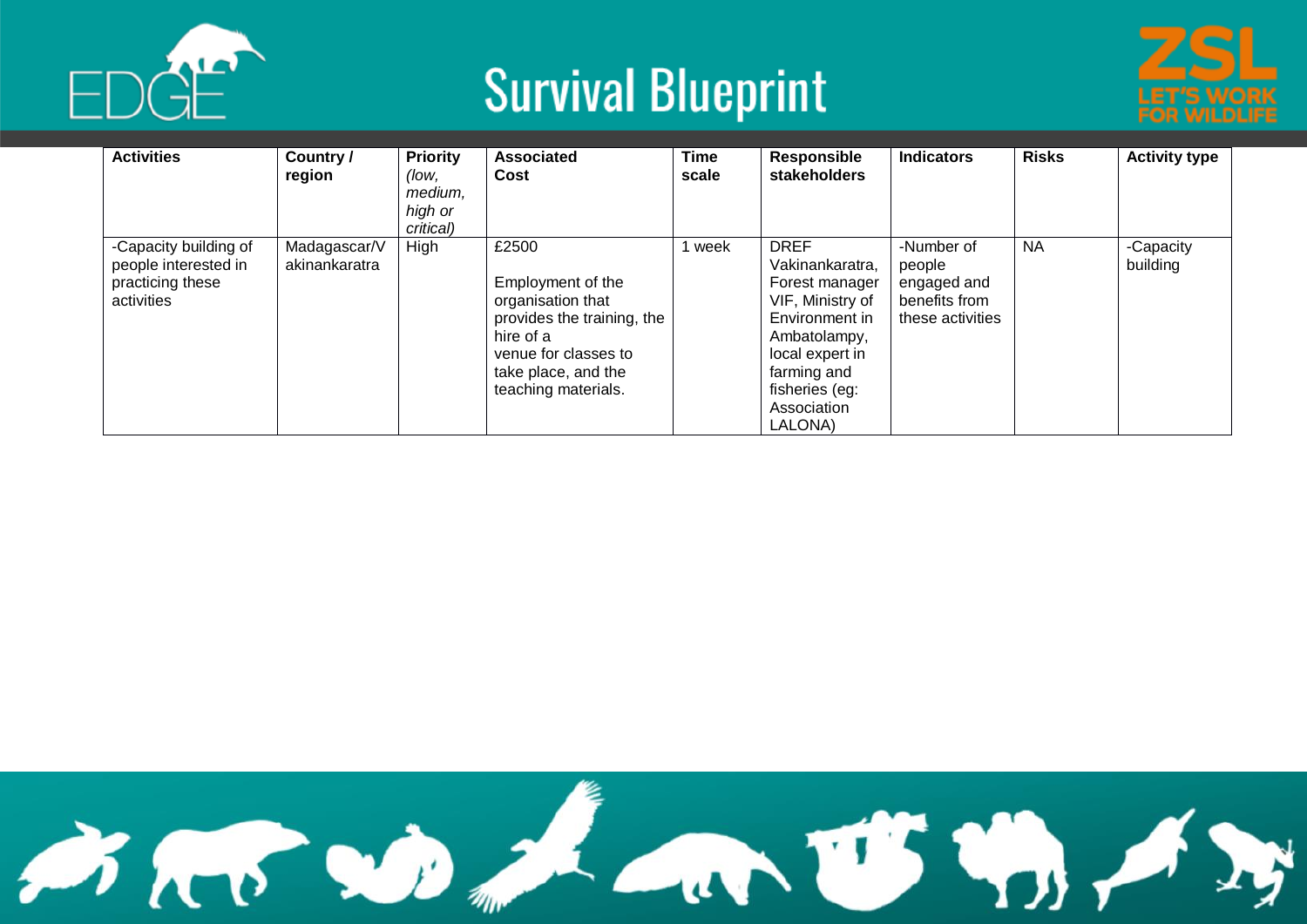| Activities | Country / region | Priority *(low, medium, high or critical)* | Associated Cost | Time scale | Responsible stakeholders | Indicators | Risks | Activity type |
|---|---|---|---|---|---|---|---|---|
| -Capacity building of people interested in practicing these activities | Madagascar/Vakinankaratra | High | £2500<br><br>Employment of the organisation that provides the training, the hire of a venue for classes to take place, and the teaching materials. | 1 week | DREF Vakinankaratra, Forest manager VIF, Ministry of Environment in Ambatolampy, local expert in farming and fisheries (eg: Association LALONA) | -Number of people engaged and benefits from these activities | NA | -Capacity building |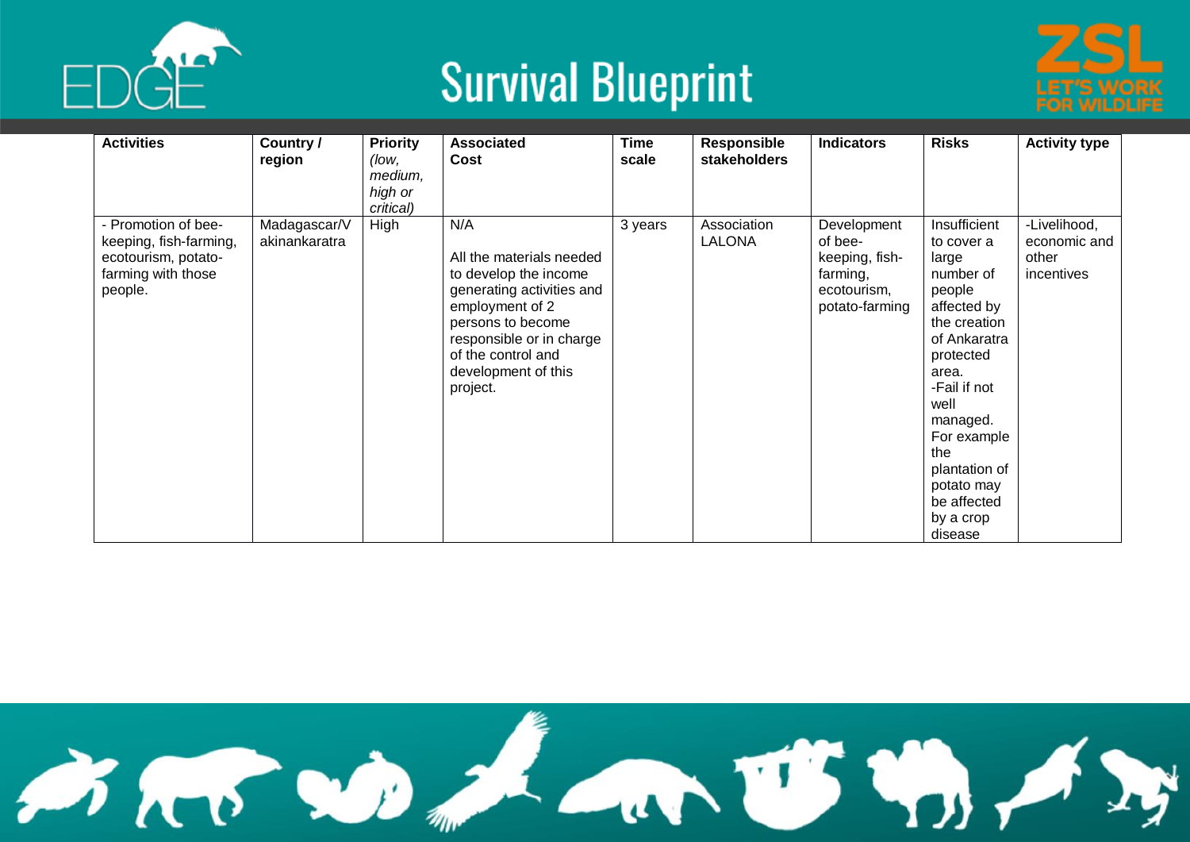| Activities | Country / region | Priority *(low, medium, high or critical)* | Associated Cost | Time scale | Responsible stakeholders | Indicators | Risks | Activity type |
|---|---|---|---|---|---|---|---|---|
| - Promotion of bee-keeping, fish-farming, ecotourism, potato-farming with those people. | Madagascar/Vakinankaratra | High | N/A<br><br>All the materials needed to develop the income generating activities and employment of 2 persons to become responsible or in charge of the control and development of this project. | 3 years | Association LALONA | Development of bee-keeping, fish-farming, ecotourism, potato-farming | Insufficient to cover a large number of people affected by the creation of Ankaratra protected area.<br>-Fail if not well managed. For example the plantation of potato may be affected by a crop disease | -Livelihood, economic and other incentives |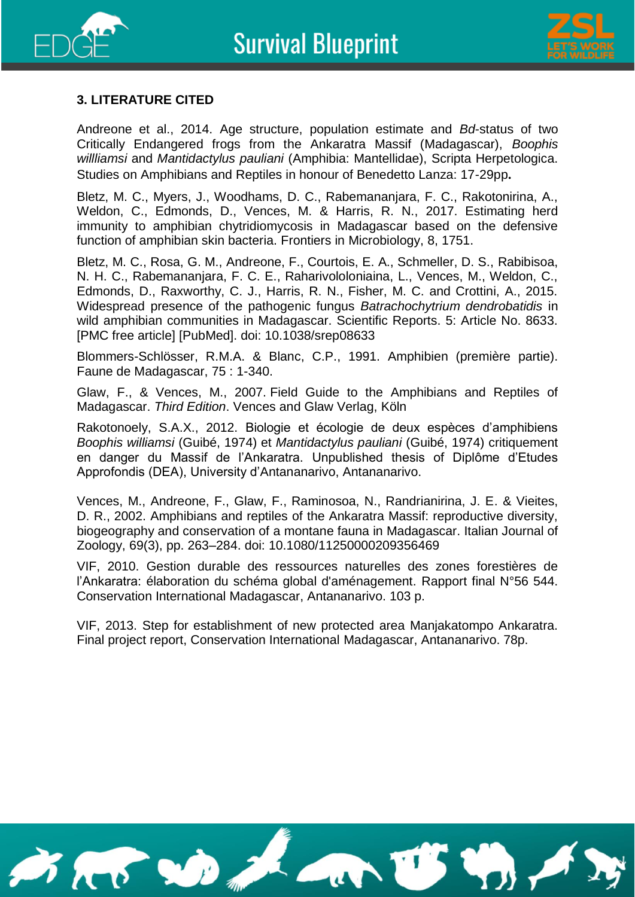## 3. LITERATURE CITED

Andreone et al., 2014. Age structure, population estimate and *Bd*-status of two Critically Endangered frogs from the Ankaratra Massif (Madagascar), *Boophis willliamsi* and *Mantidactylus pauliani* (Amphibia: Mantellidae), Scripta Herpetologica. Studies on Amphibians and Reptiles in honour of Benedetto Lanza: 17-29pp**.**

Bletz, M. C., Myers, J., Woodhams, D. C., Rabemananjara, F. C., Rakotonirina, A., Weldon, C., Edmonds, D., Vences, M. & Harris, R. N., 2017. Estimating herd immunity to amphibian chytridiomycosis in Madagascar based on the defensive function of amphibian skin bacteria. Frontiers in Microbiology, 8, 1751.

Bletz, M. C., Rosa, G. M., Andreone, F., Courtois, E. A., Schmeller, D. S., Rabibisoa, N. H. C., Rabemananjara, F. C. E., Raharivololoniaina, L., Vences, M., Weldon, C., Edmonds, D., Raxworthy, C. J., Harris, R. N., Fisher, M. C. and Crottini, A., 2015. Widespread presence of the pathogenic fungus *Batrachochytrium dendrobatidis* in wild amphibian communities in Madagascar. Scientific Reports. 5: Article No. 8633. [PMC free article] [PubMed]. doi: 10.1038/srep08633

Blommers-Schlösser, R.M.A. & Blanc, C.P., 1991. Amphibien (première partie). Faune de Madagascar, 75 : 1-340.

Glaw, F., & Vences, M., 2007. Field Guide to the Amphibians and Reptiles of Madagascar. *Third Edition*. Vences and Glaw Verlag, Köln

Rakotonoely, S.A.X., 2012. Biologie et écologie de deux espèces d'amphibiens *Boophis williamsi* (Guibé, 1974) et *Mantidactylus pauliani* (Guibé, 1974) critiquement en danger du Massif de l'Ankaratra. Unpublished thesis of Diplôme d'Etudes Approfondis (DEA), University d'Antananarivo, Antananarivo.

Vences, M., Andreone, F., Glaw, F., Raminosoa, N., Randrianirina, J. E. & Vieites, D. R., 2002. Amphibians and reptiles of the Ankaratra Massif: reproductive diversity, biogeography and conservation of a montane fauna in Madagascar. Italian Journal of Zoology, 69(3), pp. 263–284. doi: 10.1080/11250000209356469

VIF, 2010. Gestion durable des ressources naturelles des zones forestières de l'Ankaratra: élaboration du schéma global d'aménagement. Rapport final N°56 544. Conservation International Madagascar, Antananarivo. 103 p.

VIF, 2013. Step for establishment of new protected area Manjakatompo Ankaratra. Final project report, Conservation International Madagascar, Antananarivo. 78p.